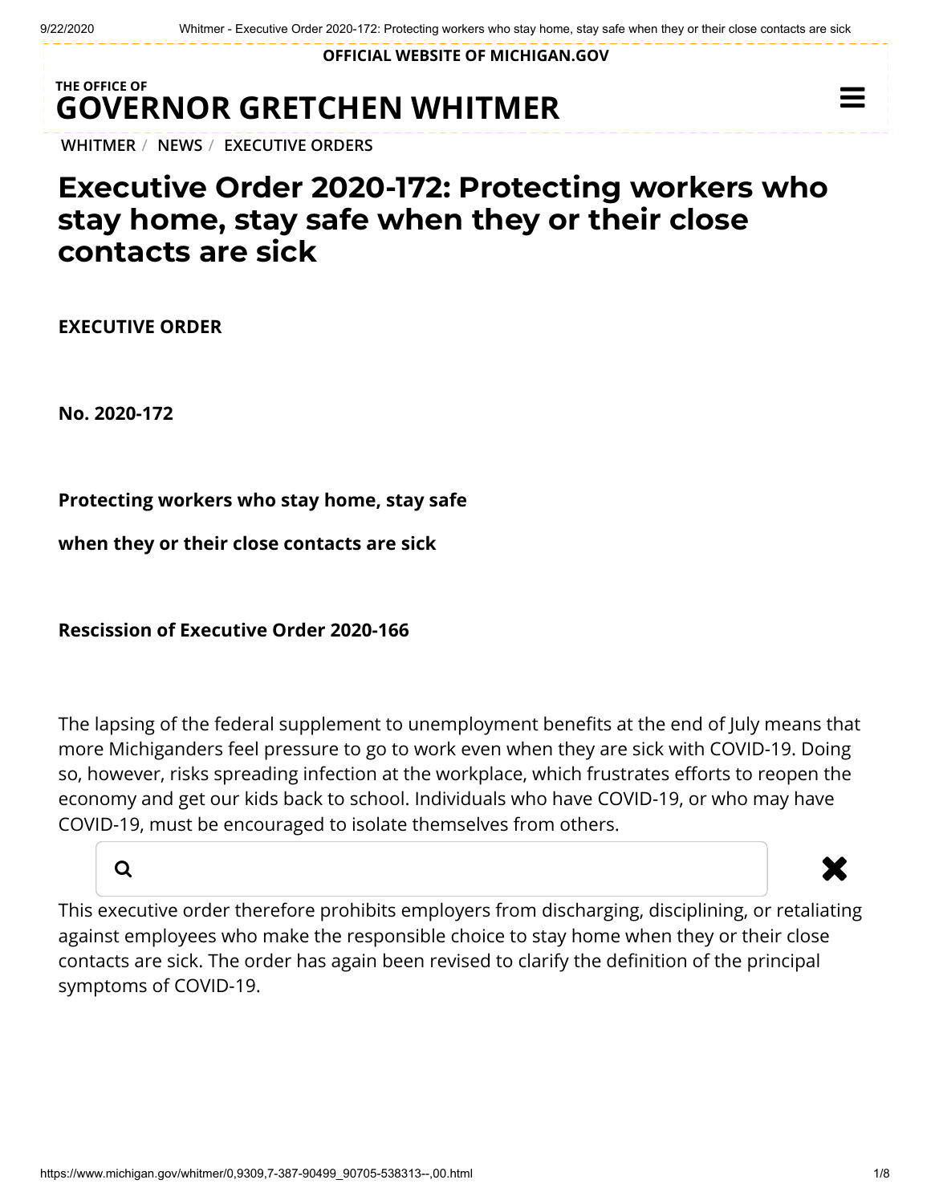OFFICIAL WEBSITE OF MICHIGAN.GOV

THE OFFICE OF
**GOVERNOR GRETCHEN WHITMER**

WHITMER / NEWS / EXECUTIVE ORDERS

# Executive Order 2020-172: Protecting workers who stay home, stay safe when they or their close contacts are sick

**EXECUTIVE ORDER**

**No. 2020-172**

**Protecting workers who stay home, stay safe**

**when they or their close contacts are sick**

**Rescission of Executive Order 2020-166**

The lapsing of the federal supplement to unemployment benefits at the end of July means that more Michiganders feel pressure to go to work even when they are sick with COVID-19. Doing so, however, risks spreading infection at the workplace, which frustrates efforts to reopen the economy and get our kids back to school. Individuals who have COVID-19, or who may have COVID-19, must be encouraged to isolate themselves from others.

This executive order therefore prohibits employers from discharging, disciplining, or retaliating against employees who make the responsible choice to stay home when they or their close contacts are sick. The order has again been revised to clarify the definition of the principal symptoms of COVID-19.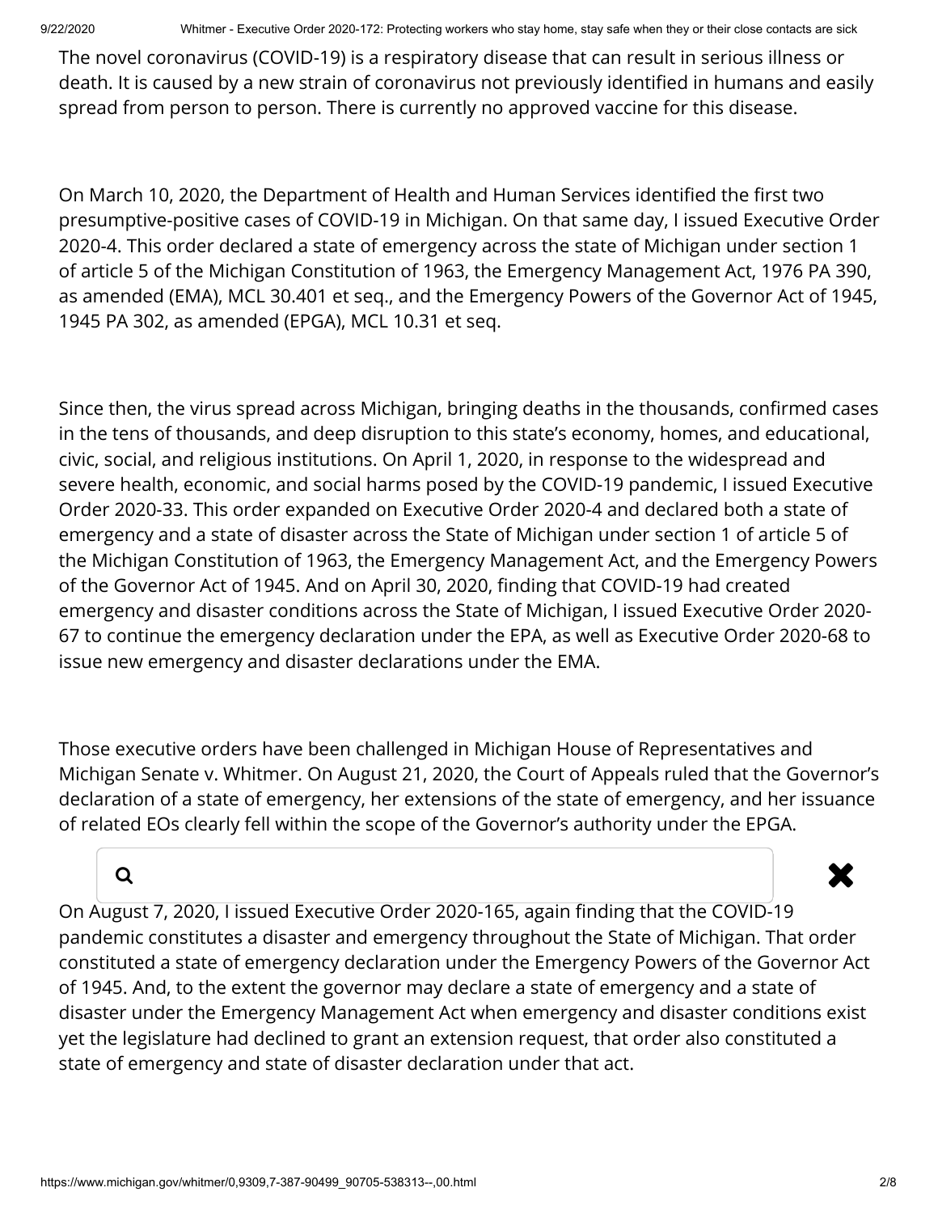The novel coronavirus (COVID-19) is a respiratory disease that can result in serious illness or death. It is caused by a new strain of coronavirus not previously identified in humans and easily spread from person to person. There is currently no approved vaccine for this disease.

On March 10, 2020, the Department of Health and Human Services identified the first two presumptive-positive cases of COVID-19 in Michigan. On that same day, I issued Executive Order 2020-4. This order declared a state of emergency across the state of Michigan under section 1 of article 5 of the Michigan Constitution of 1963, the Emergency Management Act, 1976 PA 390, as amended (EMA), MCL 30.401 et seq., and the Emergency Powers of the Governor Act of 1945, 1945 PA 302, as amended (EPGA), MCL 10.31 et seq.

Since then, the virus spread across Michigan, bringing deaths in the thousands, confirmed cases in the tens of thousands, and deep disruption to this state's economy, homes, and educational, civic, social, and religious institutions. On April 1, 2020, in response to the widespread and severe health, economic, and social harms posed by the COVID-19 pandemic, I issued Executive Order 2020-33. This order expanded on Executive Order 2020-4 and declared both a state of emergency and a state of disaster across the State of Michigan under section 1 of article 5 of the Michigan Constitution of 1963, the Emergency Management Act, and the Emergency Powers of the Governor Act of 1945. And on April 30, 2020, finding that COVID-19 had created emergency and disaster conditions across the State of Michigan, I issued Executive Order 2020-67 to continue the emergency declaration under the EPA, as well as Executive Order 2020-68 to issue new emergency and disaster declarations under the EMA.

Those executive orders have been challenged in Michigan House of Representatives and Michigan Senate v. Whitmer. On August 21, 2020, the Court of Appeals ruled that the Governor's declaration of a state of emergency, her extensions of the state of emergency, and her issuance of related EOs clearly fell within the scope of the Governor's authority under the EPGA.

On August 7, 2020, I issued Executive Order 2020-165, again finding that the COVID-19 pandemic constitutes a disaster and emergency throughout the State of Michigan. That order constituted a state of emergency declaration under the Emergency Powers of the Governor Act of 1945. And, to the extent the governor may declare a state of emergency and a state of disaster under the Emergency Management Act when emergency and disaster conditions exist yet the legislature had declined to grant an extension request, that order also constituted a state of emergency and state of disaster declaration under that act.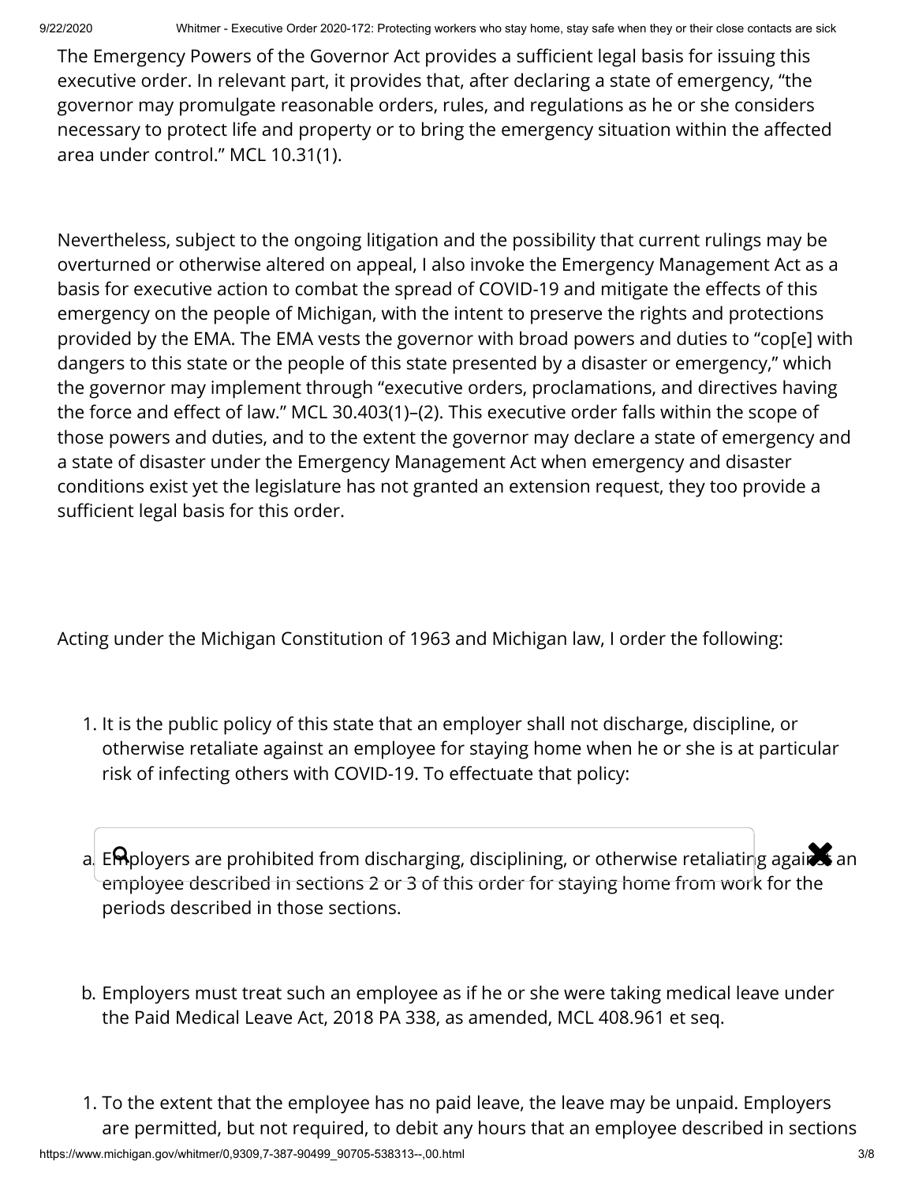The Emergency Powers of the Governor Act provides a sufficient legal basis for issuing this executive order. In relevant part, it provides that, after declaring a state of emergency, "the governor may promulgate reasonable orders, rules, and regulations as he or she considers necessary to protect life and property or to bring the emergency situation within the affected area under control." MCL 10.31(1).

Nevertheless, subject to the ongoing litigation and the possibility that current rulings may be overturned or otherwise altered on appeal, I also invoke the Emergency Management Act as a basis for executive action to combat the spread of COVID-19 and mitigate the effects of this emergency on the people of Michigan, with the intent to preserve the rights and protections provided by the EMA. The EMA vests the governor with broad powers and duties to "cop[e] with dangers to this state or the people of this state presented by a disaster or emergency," which the governor may implement through "executive orders, proclamations, and directives having the force and effect of law." MCL 30.403(1)–(2). This executive order falls within the scope of those powers and duties, and to the extent the governor may declare a state of emergency and a state of disaster under the Emergency Management Act when emergency and disaster conditions exist yet the legislature has not granted an extension request, they too provide a sufficient legal basis for this order.

Acting under the Michigan Constitution of 1963 and Michigan law, I order the following:

1. It is the public policy of this state that an employer shall not discharge, discipline, or otherwise retaliate against an employee for staying home when he or she is at particular risk of infecting others with COVID-19. To effectuate that policy:

a. Employers are prohibited from discharging, disciplining, or otherwise retaliating against an employee described in sections 2 or 3 of this order for staying home from work for the periods described in those sections.

b. Employers must treat such an employee as if he or she were taking medical leave under the Paid Medical Leave Act, 2018 PA 338, as amended, MCL 408.961 et seq.

1. To the extent that the employee has no paid leave, the leave may be unpaid. Employers are permitted, but not required, to debit any hours that an employee described in sections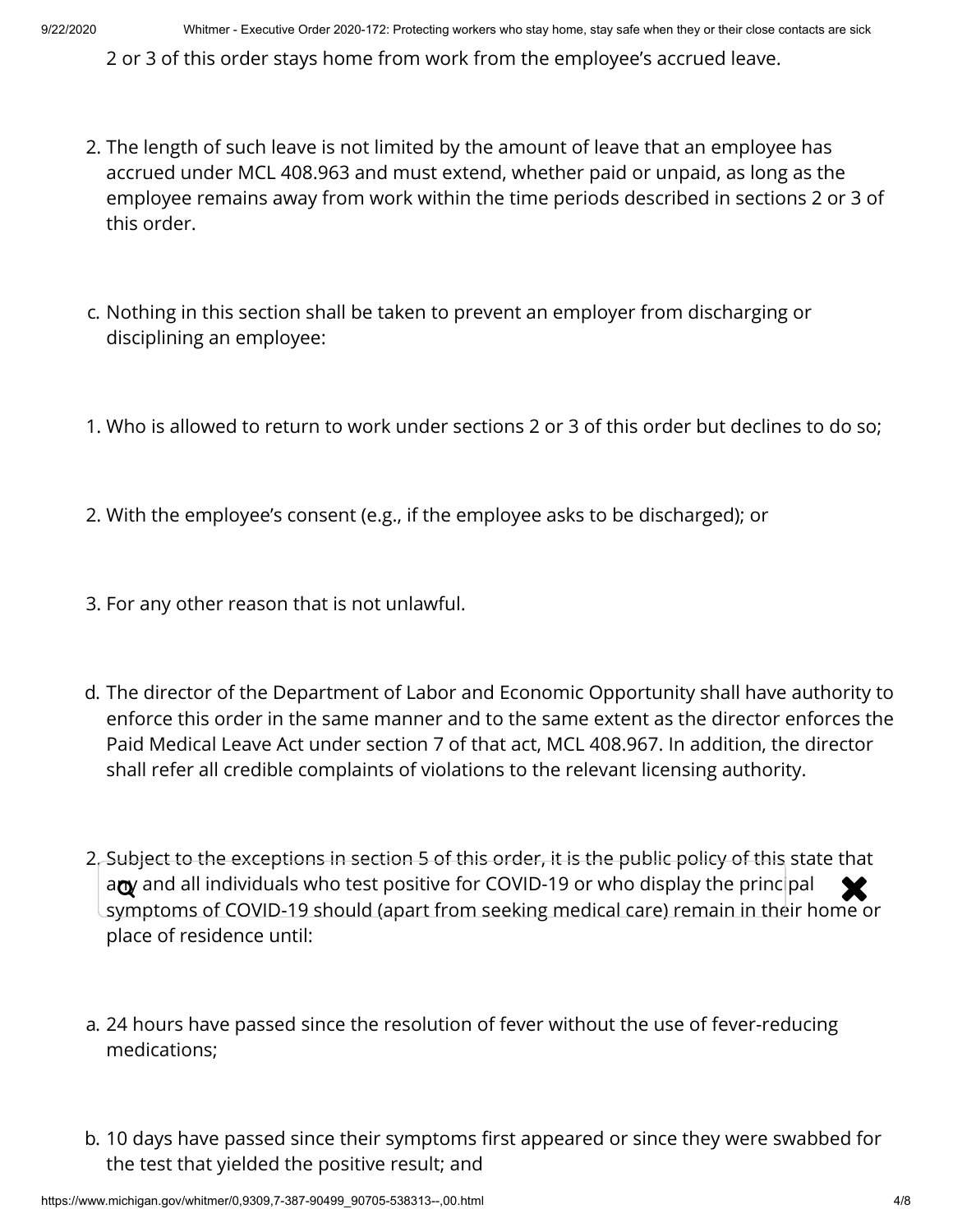2 or 3 of this order stays home from work from the employee's accrued leave.

2. The length of such leave is not limited by the amount of leave that an employee has accrued under MCL 408.963 and must extend, whether paid or unpaid, as long as the employee remains away from work within the time periods described in sections 2 or 3 of this order.

c. Nothing in this section shall be taken to prevent an employer from discharging or disciplining an employee:

1. Who is allowed to return to work under sections 2 or 3 of this order but declines to do so;

2. With the employee's consent (e.g., if the employee asks to be discharged); or

3. For any other reason that is not unlawful.

d. The director of the Department of Labor and Economic Opportunity shall have authority to enforce this order in the same manner and to the same extent as the director enforces the Paid Medical Leave Act under section 7 of that act, MCL 408.967. In addition, the director shall refer all credible complaints of violations to the relevant licensing authority.

2. Subject to the exceptions in section 5 of this order, it is the public policy of this state that any and all individuals who test positive for COVID-19 or who display the principal symptoms of COVID-19 should (apart from seeking medical care) remain in their home or place of residence until:

a. 24 hours have passed since the resolution of fever without the use of fever-reducing medications;

b. 10 days have passed since their symptoms first appeared or since they were swabbed for the test that yielded the positive result; and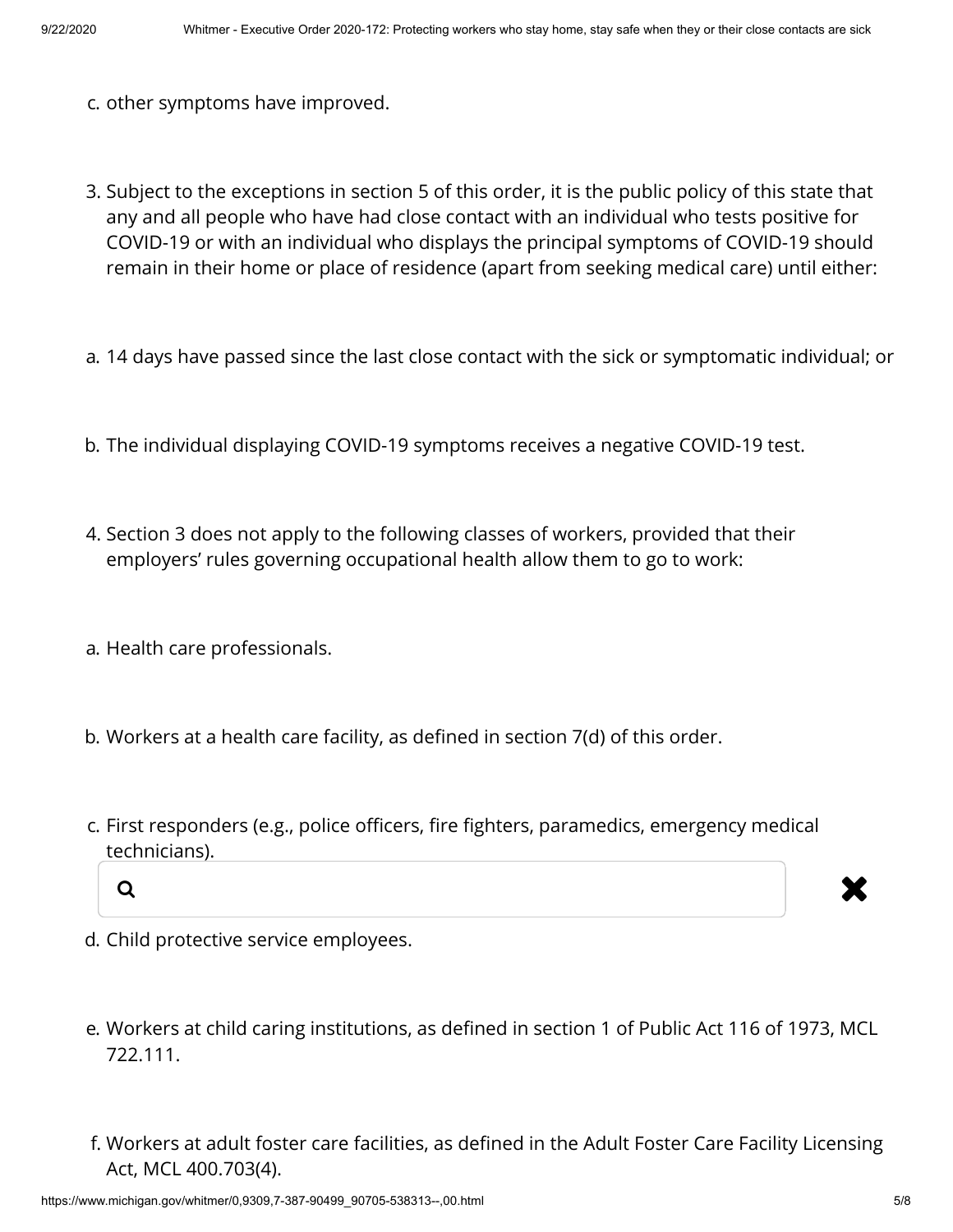c. other symptoms have improved.

3. Subject to the exceptions in section 5 of this order, it is the public policy of this state that any and all people who have had close contact with an individual who tests positive for COVID-19 or with an individual who displays the principal symptoms of COVID-19 should remain in their home or place of residence (apart from seeking medical care) until either:

a. 14 days have passed since the last close contact with the sick or symptomatic individual; or

b. The individual displaying COVID-19 symptoms receives a negative COVID-19 test.

4. Section 3 does not apply to the following classes of workers, provided that their employers' rules governing occupational health allow them to go to work:

a. Health care professionals.

b. Workers at a health care facility, as defined in section 7(d) of this order.

c. First responders (e.g., police officers, fire fighters, paramedics, emergency medical technicians).

d. Child protective service employees.

e. Workers at child caring institutions, as defined in section 1 of Public Act 116 of 1973, MCL 722.111.

f. Workers at adult foster care facilities, as defined in the Adult Foster Care Facility Licensing Act, MCL 400.703(4).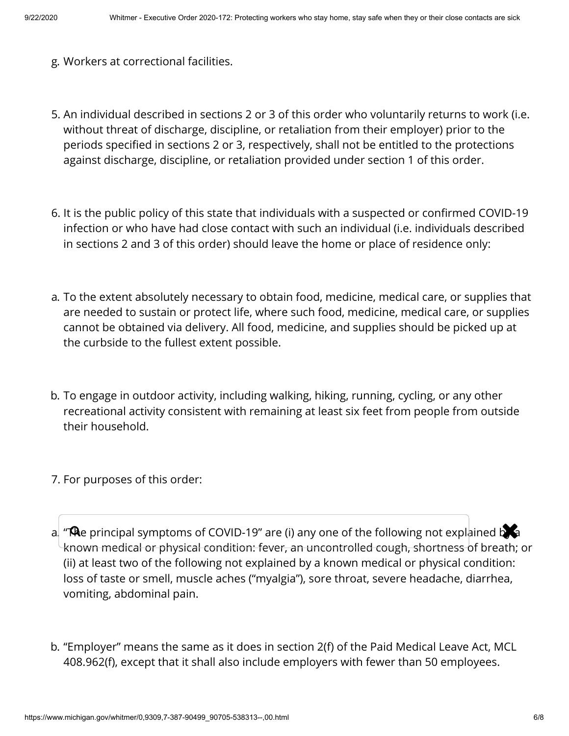g. Workers at correctional facilities.

5. An individual described in sections 2 or 3 of this order who voluntarily returns to work (i.e. without threat of discharge, discipline, or retaliation from their employer) prior to the periods specified in sections 2 or 3, respectively, shall not be entitled to the protections against discharge, discipline, or retaliation provided under section 1 of this order.

6. It is the public policy of this state that individuals with a suspected or confirmed COVID-19 infection or who have had close contact with such an individual (i.e. individuals described in sections 2 and 3 of this order) should leave the home or place of residence only:

a. To the extent absolutely necessary to obtain food, medicine, medical care, or supplies that are needed to sustain or protect life, where such food, medicine, medical care, or supplies cannot be obtained via delivery. All food, medicine, and supplies should be picked up at the curbside to the fullest extent possible.

b. To engage in outdoor activity, including walking, hiking, running, cycling, or any other recreational activity consistent with remaining at least six feet from people from outside their household.

7. For purposes of this order:

a. "The principal symptoms of COVID-19" are (i) any one of the following not explained by a known medical or physical condition: fever, an uncontrolled cough, shortness of breath; or (ii) at least two of the following not explained by a known medical or physical condition: loss of taste or smell, muscle aches ("myalgia"), sore throat, severe headache, diarrhea, vomiting, abdominal pain.

b. "Employer" means the same as it does in section 2(f) of the Paid Medical Leave Act, MCL 408.962(f), except that it shall also include employers with fewer than 50 employees.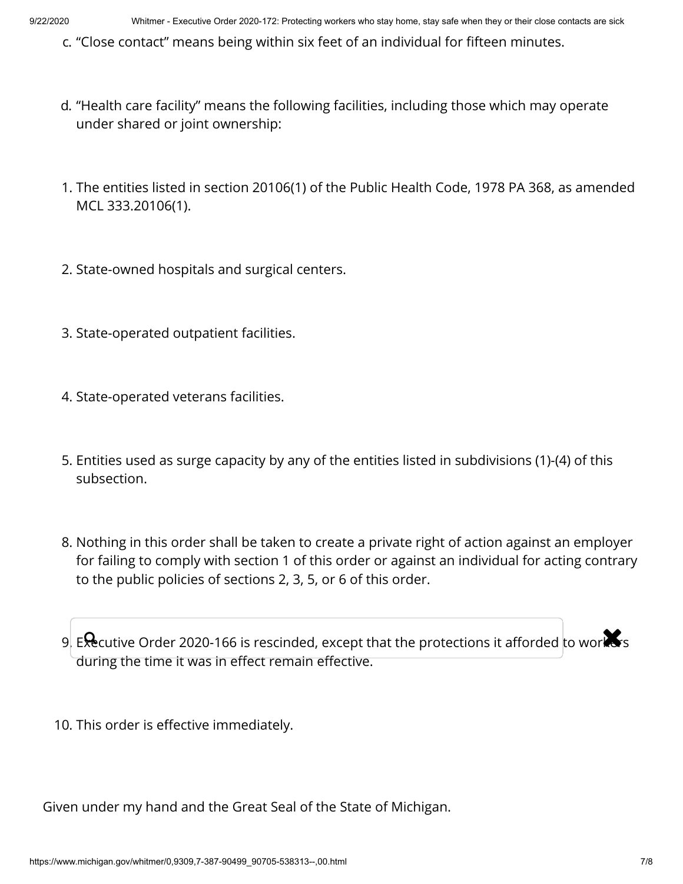c. "Close contact" means being within six feet of an individual for fifteen minutes.

d. "Health care facility" means the following facilities, including those which may operate under shared or joint ownership:

1. The entities listed in section 20106(1) of the Public Health Code, 1978 PA 368, as amended MCL 333.20106(1).

2. State-owned hospitals and surgical centers.

3. State-operated outpatient facilities.

4. State-operated veterans facilities.

5. Entities used as surge capacity by any of the entities listed in subdivisions (1)-(4) of this subsection.

8. Nothing in this order shall be taken to create a private right of action against an employer for failing to comply with section 1 of this order or against an individual for acting contrary to the public policies of sections 2, 3, 5, or 6 of this order.

9. Executive Order 2020-166 is rescinded, except that the protections it afforded to workers during the time it was in effect remain effective.

10. This order is effective immediately.

Given under my hand and the Great Seal of the State of Michigan.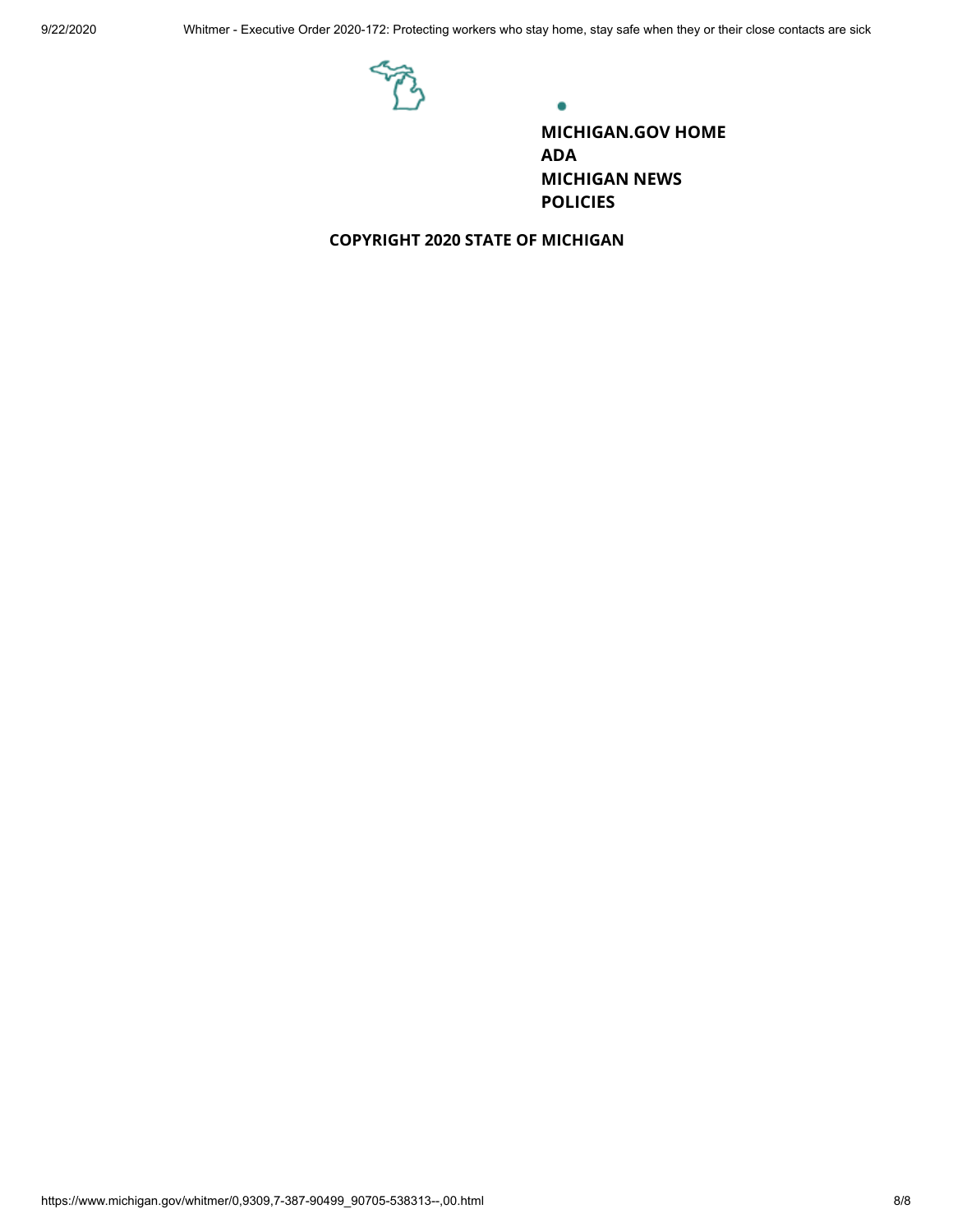- MICHIGAN.GOV HOME
- ADA
- MICHIGAN NEWS
- POLICIES

**COPYRIGHT 2020 STATE OF MICHIGAN**